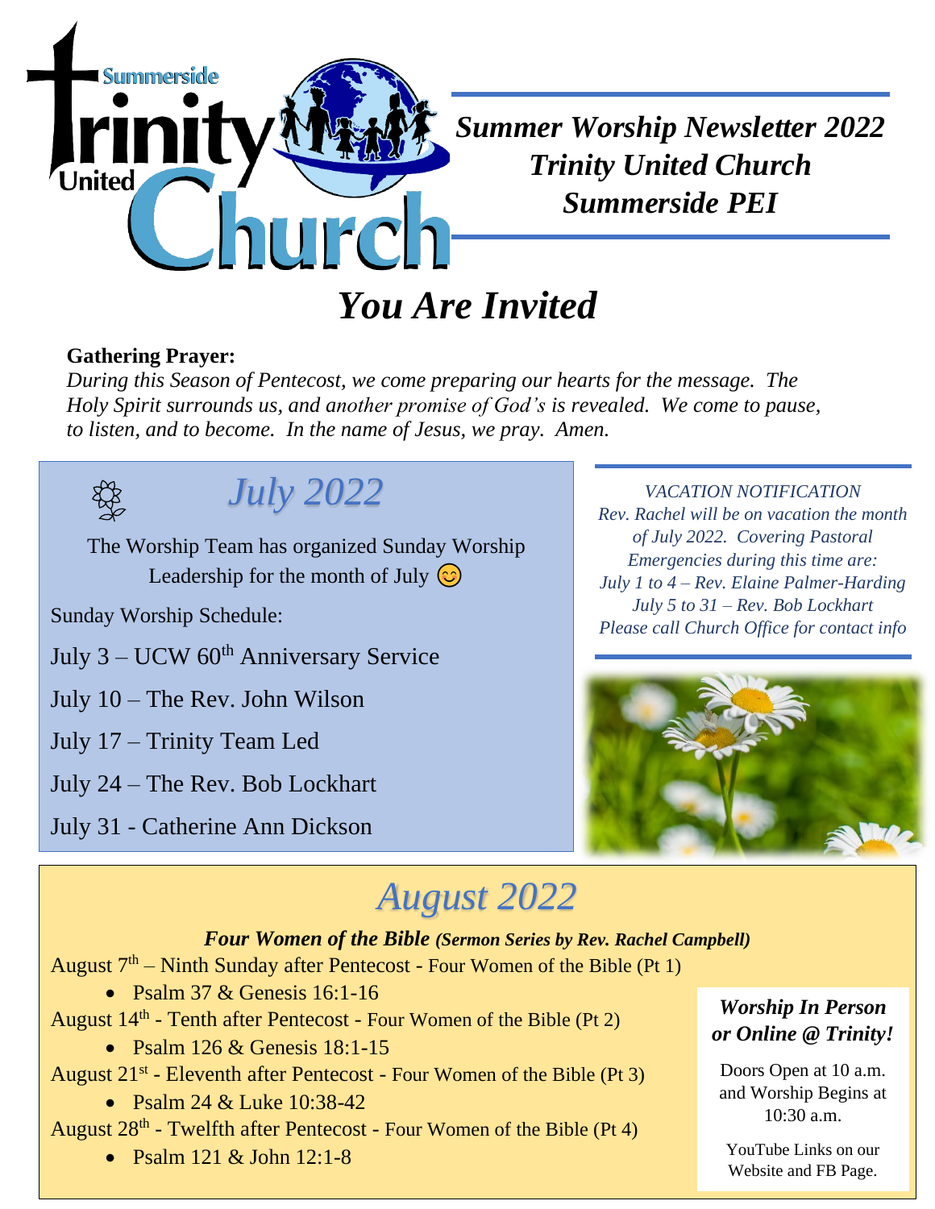# Summer Worship Newsletter 2022
# Trinity United Church
# Summerside PEI

## *You Are Invited*

**Gathering Prayer:**
*During this Season of Pentecost, we come preparing our hearts for the message. The Holy Spirit surrounds us, and another promise of God's is revealed. We come to pause, to listen, and to become. In the name of Jesus, we pray. Amen.*

## *July 2022*

The Worship Team has organized Sunday Worship Leadership for the month of July 😊

Sunday Worship Schedule:

July 3 – UCW 60th Anniversary Service

July 10 – The Rev. John Wilson

July 17 – Trinity Team Led

July 24 – The Rev. Bob Lockhart

July 31 - Catherine Ann Dickson

*VACATION NOTIFICATION*
*Rev. Rachel will be on vacation the month of July 2022. Covering Pastoral Emergencies during this time are:*
*July 1 to 4 – Rev. Elaine Palmer-Harding*
*July 5 to 31 – Rev. Bob Lockhart*
*Please call Church Office for contact info*

## *August 2022*

***Four Women of the Bible** (Sermon Series by Rev. Rachel Campbell)*

August 7th – Ninth Sunday after Pentecost - Four Women of the Bible (Pt 1)
- Psalm 37 & Genesis 16:1-16

August 14th - Tenth after Pentecost - Four Women of the Bible (Pt 2)
- Psalm 126 & Genesis 18:1-15

August 21st - Eleventh after Pentecost - Four Women of the Bible (Pt 3)
- Psalm 24 & Luke 10:38-42

August 28th - Twelfth after Pentecost - Four Women of the Bible (Pt 4)
- Psalm 121 & John 12:1-8

***Worship In Person or Online @ Trinity!***

Doors Open at 10 a.m. and Worship Begins at 10:30 a.m.

YouTube Links on our Website and FB Page.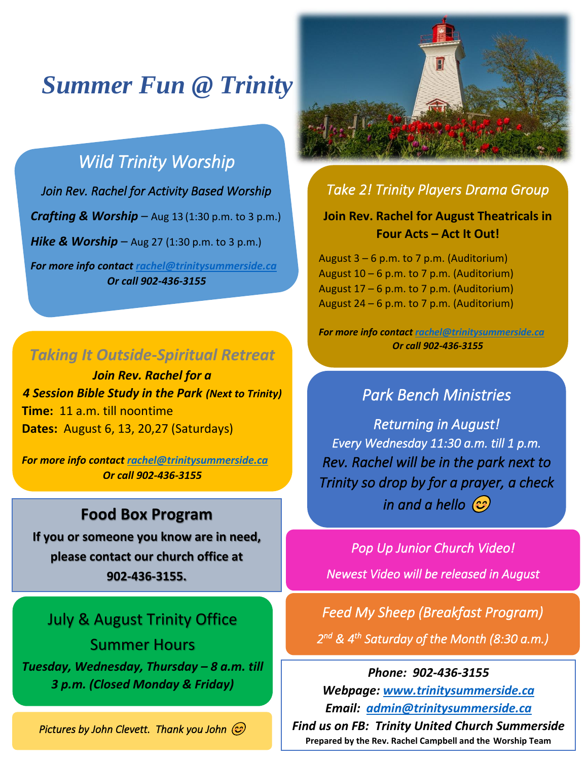# Summer Fun @ Trinity

## Wild Trinity Worship

*Join Rev. Rachel for Activity Based Worship*

***Crafting & Worship*** – Aug 13 (1:30 p.m. to 3 p.m.)

***Hike & Worship*** – Aug 27 (1:30 p.m. to 3 p.m.)

***For more info contact rachel@trinitysummerside.ca***
***Or call 902-436-3155***

## Taking It Outside-Spiritual Retreat

***Join Rev. Rachel for a***
***4 Session Bible Study in the Park (Next to Trinity)***

**Time:** 11 a.m. till noontime

**Dates:** August 6, 13, 20,27 (Saturdays)

***For more info contact rachel@trinitysummerside.ca***
***Or call 902-436-3155***

## Food Box Program

**If you or someone you know are in need, please contact our church office at 902-436-3155.**

## July & August Trinity Office Summer Hours

***Tuesday, Wednesday, Thursday – 8 a.m. till 3 p.m. (Closed Monday & Friday)***

*Pictures by John Clevett. Thank you John 😊*

## Take 2! Trinity Players Drama Group

**Join Rev. Rachel for August Theatricals in Four Acts – Act It Out!**

August 3 – 6 p.m. to 7 p.m. (Auditorium)
August 10 – 6 p.m. to 7 p.m. (Auditorium)
August 17 – 6 p.m. to 7 p.m. (Auditorium)
August 24 – 6 p.m. to 7 p.m. (Auditorium)

***For more info contact rachel@trinitysummerside.ca***
***Or call 902-436-3155***

## Park Bench Ministries

*Returning in August!*

*Every Wednesday 11:30 a.m. till 1 p.m.*

*Rev. Rachel will be in the park next to Trinity so drop by for a prayer, a check in and a hello 😊*

## Pop Up Junior Church Video!

*Newest Video will be released in August*

## Feed My Sheep (Breakfast Program)

*2nd & 4th Saturday of the Month (8:30 a.m.)*

***Phone: 902-436-3155***
***Webpage: www.trinitysummerside.ca***
***Email: admin@trinitysummerside.ca***
***Find us on FB: Trinity United Church Summerside***
**Prepared by the Rev. Rachel Campbell and the Worship Team**